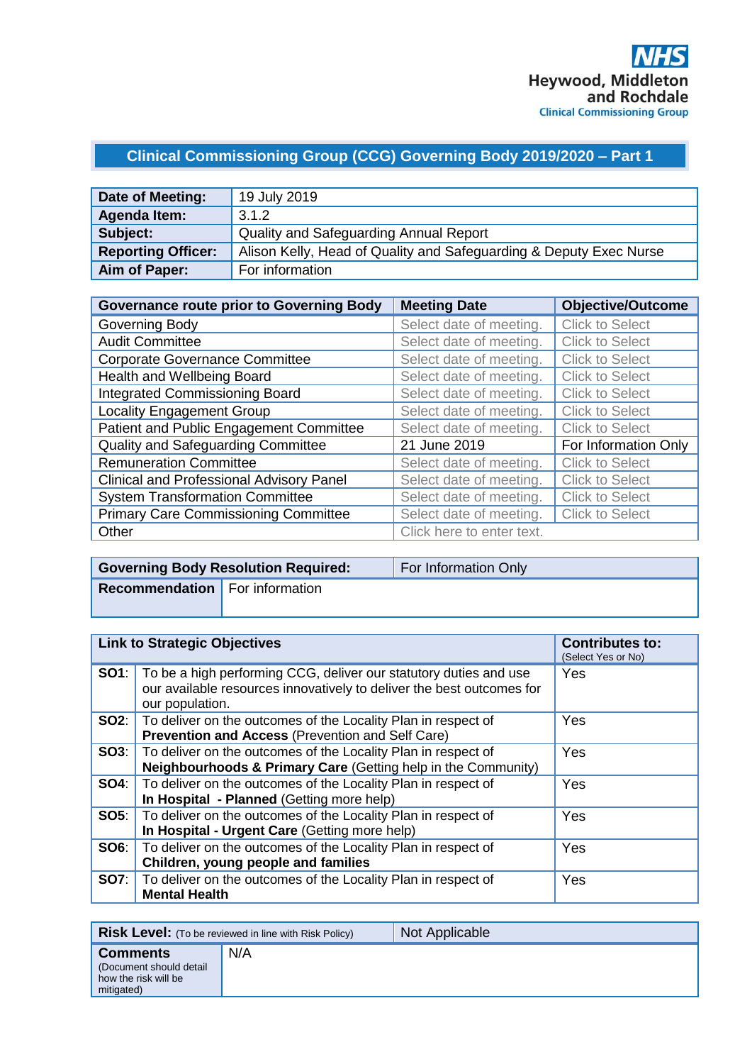NHS
Heywood, Middleton and Rochdale
Clinical Commissioning Group

## Clinical Commissioning Group (CCG) Governing Body 2019/2020 – Part 1

| | |
|---|---|
| **Date of Meeting:** | 19 July 2019 |
| **Agenda Item:** | 3.1.2 |
| **Subject:** | Quality and Safeguarding Annual Report |
| **Reporting Officer:** | Alison Kelly, Head of Quality and Safeguarding & Deputy Exec Nurse |
| **Aim of Paper:** | For information |

| Governance route prior to Governing Body | Meeting Date | Objective/Outcome |
|---|---|---|
| Governing Body | Select date of meeting. | Click to Select |
| Audit Committee | Select date of meeting. | Click to Select |
| Corporate Governance Committee | Select date of meeting. | Click to Select |
| Health and Wellbeing Board | Select date of meeting. | Click to Select |
| Integrated Commissioning Board | Select date of meeting. | Click to Select |
| Locality Engagement Group | Select date of meeting. | Click to Select |
| Patient and Public Engagement Committee | Select date of meeting. | Click to Select |
| Quality and Safeguarding Committee | 21 June 2019 | For Information Only |
| Remuneration Committee | Select date of meeting. | Click to Select |
| Clinical and Professional Advisory Panel | Select date of meeting. | Click to Select |
| System Transformation Committee | Select date of meeting. | Click to Select |
| Primary Care Commissioning Committee | Select date of meeting. | Click to Select |
| Other | Click here to enter text. | |

| | |
|---|---|
| **Governing Body Resolution Required:** | For Information Only |
| **Recommendation** | For information |

| Link to Strategic Objectives | | Contributes to: (Select Yes or No) |
|---|---|---|
| **SO1**: | To be a high performing CCG, deliver our statutory duties and use our available resources innovatively to deliver the best outcomes for our population. | Yes |
| **SO2**: | To deliver on the outcomes of the Locality Plan in respect of **Prevention and Access** (Prevention and Self Care) | Yes |
| **SO3**: | To deliver on the outcomes of the Locality Plan in respect of **Neighbourhoods & Primary Care** (Getting help in the Community) | Yes |
| **SO4**: | To deliver on the outcomes of the Locality Plan in respect of **In Hospital - Planned** (Getting more help) | Yes |
| **SO5**: | To deliver on the outcomes of the Locality Plan in respect of **In Hospital - Urgent Care** (Getting more help) | Yes |
| **SO6**: | To deliver on the outcomes of the Locality Plan in respect of **Children, young people and families** | Yes |
| **SO7**: | To deliver on the outcomes of the Locality Plan in respect of **Mental Health** | Yes |

| | |
|---|---|
| **Risk Level:** (To be reviewed in line with Risk Policy) | Not Applicable |
| **Comments** (Document should detail how the risk will be mitigated) | N/A |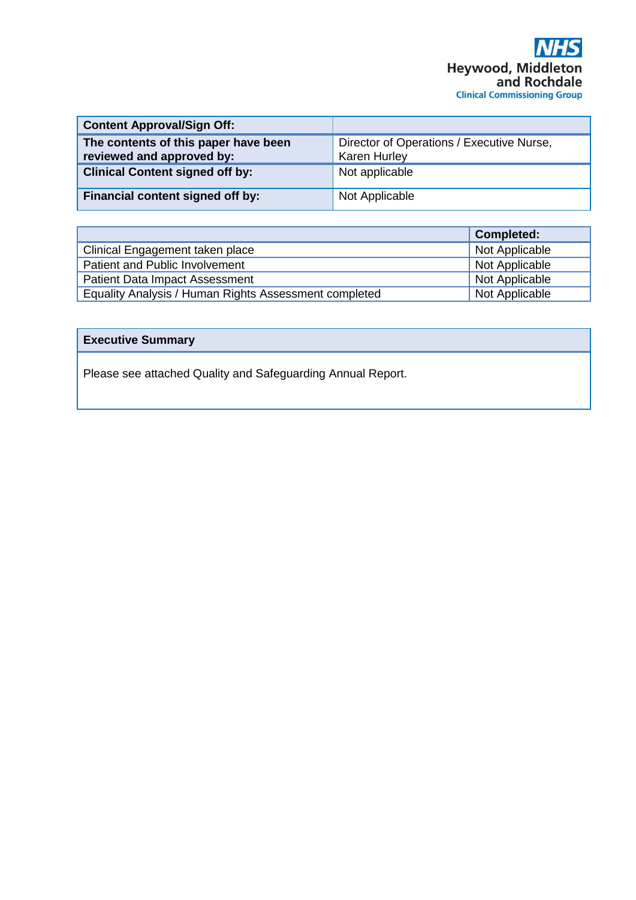NHS
Heywood, Middleton and Rochdale
Clinical Commissioning Group

| Content Approval/Sign Off: | |
|---|---|
| **The contents of this paper have been reviewed and approved by:** | Director of Operations / Executive Nurse, Karen Hurley |
| **Clinical Content signed off by:** | Not applicable |
| **Financial content signed off by:** | Not Applicable |

| | Completed: |
|---|---|
| Clinical Engagement taken place | Not Applicable |
| Patient and Public Involvement | Not Applicable |
| Patient Data Impact Assessment | Not Applicable |
| Equality Analysis / Human Rights Assessment completed | Not Applicable |

| Executive Summary |
|---|
| Please see attached Quality and Safeguarding Annual Report. |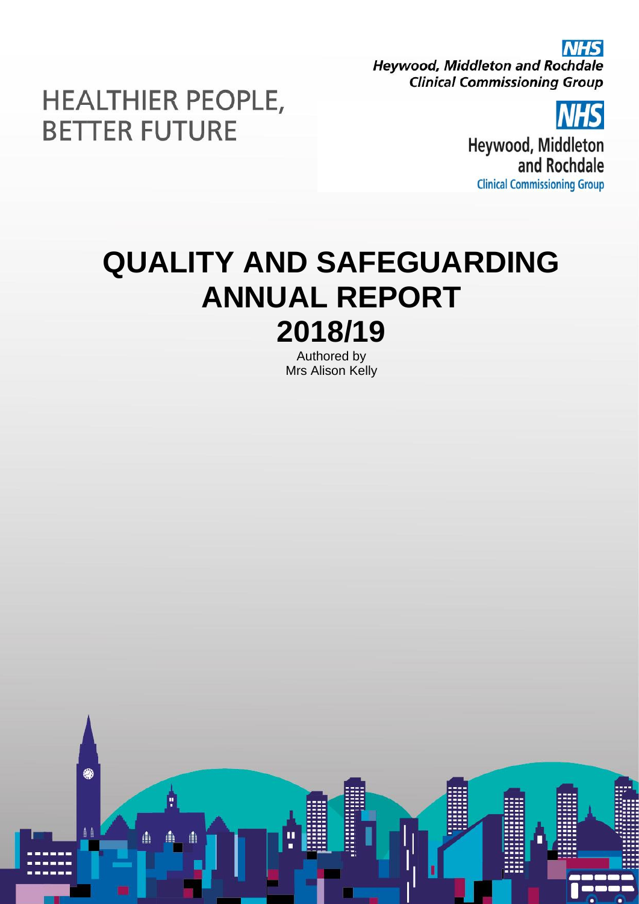**NHS**
**Heywood, Middleton and Rochdale**
**Clinical Commissioning Group**

# HEALTHIER PEOPLE, BETTER FUTURE

**NHS**
Heywood, Middleton and Rochdale
Clinical Commissioning Group

# QUALITY AND SAFEGUARDING ANNUAL REPORT 2018/19

Authored by
Mrs Alison Kelly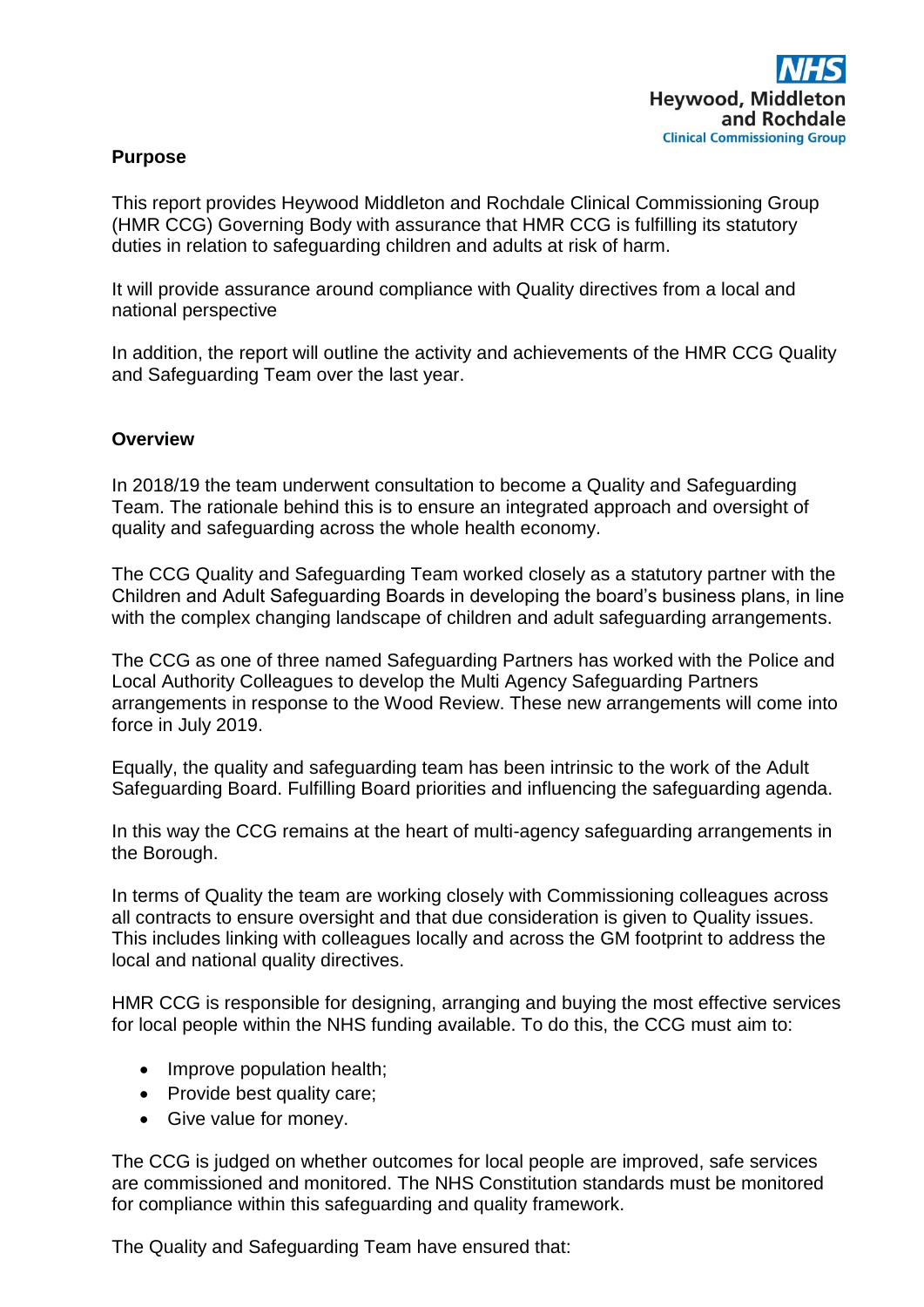**Purpose**

This report provides Heywood Middleton and Rochdale Clinical Commissioning Group (HMR CCG) Governing Body with assurance that HMR CCG is fulfilling its statutory duties in relation to safeguarding children and adults at risk of harm.

It will provide assurance around compliance with Quality directives from a local and national perspective

In addition, the report will outline the activity and achievements of the HMR CCG Quality and Safeguarding Team over the last year.

**Overview**

In 2018/19 the team underwent consultation to become a Quality and Safeguarding Team. The rationale behind this is to ensure an integrated approach and oversight of quality and safeguarding across the whole health economy.

The CCG Quality and Safeguarding Team worked closely as a statutory partner with the Children and Adult Safeguarding Boards in developing the board's business plans, in line with the complex changing landscape of children and adult safeguarding arrangements.

The CCG as one of three named Safeguarding Partners has worked with the Police and Local Authority Colleagues to develop the Multi Agency Safeguarding Partners arrangements in response to the Wood Review. These new arrangements will come into force in July 2019.

Equally, the quality and safeguarding team has been intrinsic to the work of the Adult Safeguarding Board. Fulfilling Board priorities and influencing the safeguarding agenda.

In this way the CCG remains at the heart of multi-agency safeguarding arrangements in the Borough.

In terms of Quality the team are working closely with Commissioning colleagues across all contracts to ensure oversight and that due consideration is given to Quality issues. This includes linking with colleagues locally and across the GM footprint to address the local and national quality directives.

HMR CCG is responsible for designing, arranging and buying the most effective services for local people within the NHS funding available. To do this, the CCG must aim to:

- Improve population health;
- Provide best quality care;
- Give value for money.

The CCG is judged on whether outcomes for local people are improved, safe services are commissioned and monitored. The NHS Constitution standards must be monitored for compliance within this safeguarding and quality framework.

The Quality and Safeguarding Team have ensured that: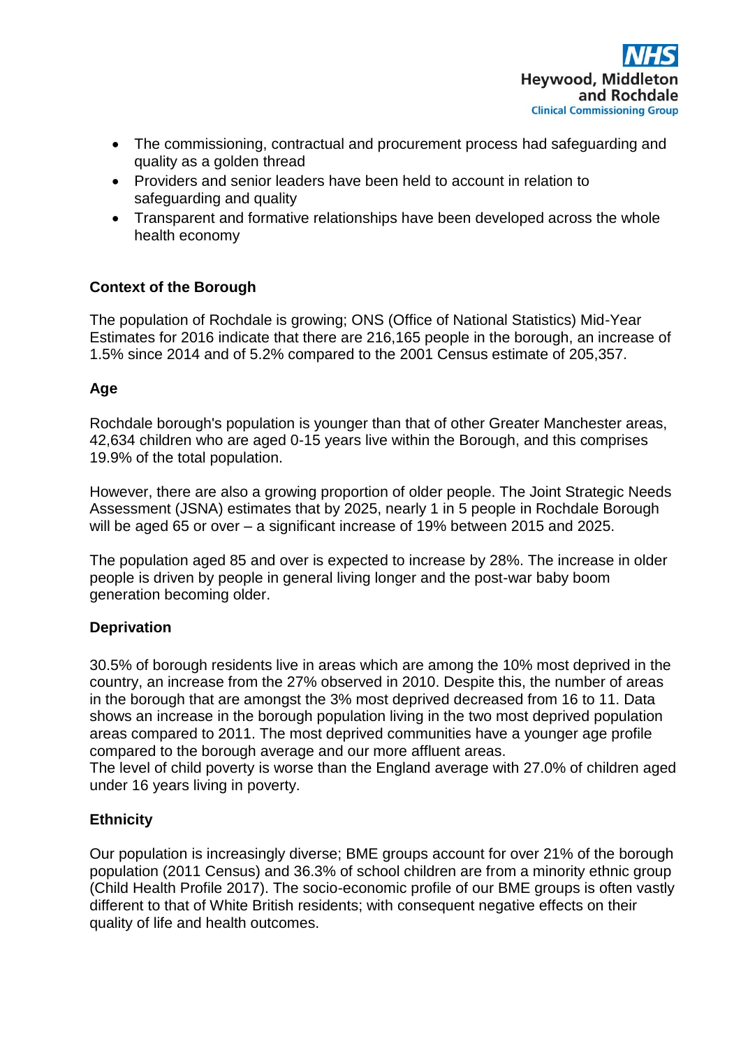- The commissioning, contractual and procurement process had safeguarding and quality as a golden thread
- Providers and senior leaders have been held to account in relation to safeguarding and quality
- Transparent and formative relationships have been developed across the whole health economy

**Context of the Borough**

The population of Rochdale is growing; ONS (Office of National Statistics) Mid-Year Estimates for 2016 indicate that there are 216,165 people in the borough, an increase of 1.5% since 2014 and of 5.2% compared to the 2001 Census estimate of 205,357.

**Age**

Rochdale borough's population is younger than that of other Greater Manchester areas, 42,634 children who are aged 0-15 years live within the Borough, and this comprises 19.9% of the total population.

However, there are also a growing proportion of older people. The Joint Strategic Needs Assessment (JSNA) estimates that by 2025, nearly 1 in 5 people in Rochdale Borough will be aged 65 or over – a significant increase of 19% between 2015 and 2025.

The population aged 85 and over is expected to increase by 28%. The increase in older people is driven by people in general living longer and the post-war baby boom generation becoming older.

**Deprivation**

30.5% of borough residents live in areas which are among the 10% most deprived in the country, an increase from the 27% observed in 2010. Despite this, the number of areas in the borough that are amongst the 3% most deprived decreased from 16 to 11. Data shows an increase in the borough population living in the two most deprived population areas compared to 2011. The most deprived communities have a younger age profile compared to the borough average and our more affluent areas.
The level of child poverty is worse than the England average with 27.0% of children aged under 16 years living in poverty.

**Ethnicity**

Our population is increasingly diverse; BME groups account for over 21% of the borough population (2011 Census) and 36.3% of school children are from a minority ethnic group (Child Health Profile 2017). The socio-economic profile of our BME groups is often vastly different to that of White British residents; with consequent negative effects on their quality of life and health outcomes.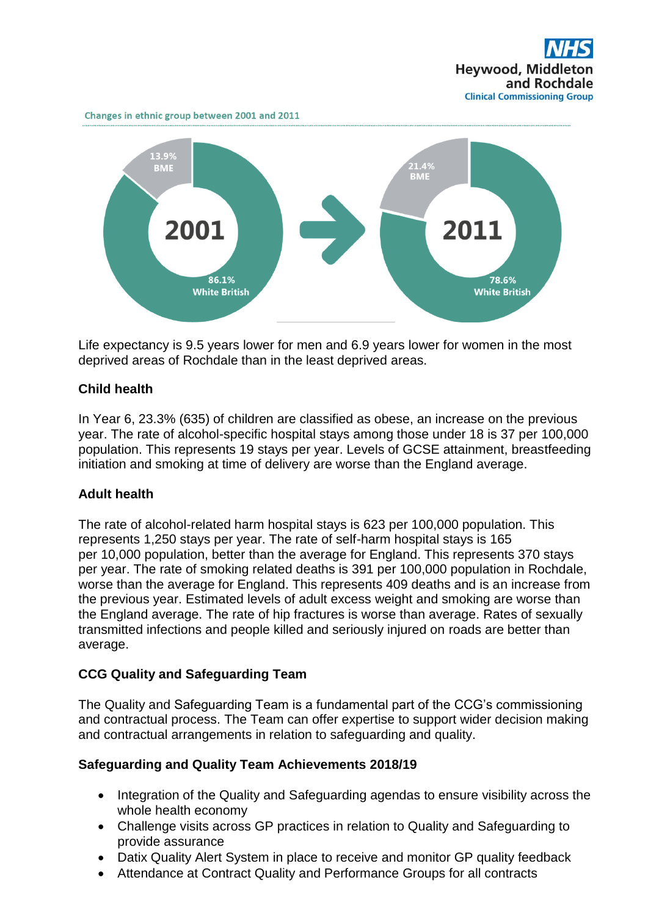Changes in ethnic group between 2001 and 2011

2001

13.9% BME

86.1% White British

2011

21.4% BME

78.6% White British

Life expectancy is 9.5 years lower for men and 6.9 years lower for women in the most deprived areas of Rochdale than in the least deprived areas.

**Child health**

In Year 6, 23.3% (635) of children are classified as obese, an increase on the previous year. The rate of alcohol-specific hospital stays among those under 18 is 37 per 100,000 population. This represents 19 stays per year. Levels of GCSE attainment, breastfeeding initiation and smoking at time of delivery are worse than the England average.

**Adult health**

The rate of alcohol-related harm hospital stays is 623 per 100,000 population. This represents 1,250 stays per year. The rate of self-harm hospital stays is 165 per 10,000 population, better than the average for England. This represents 370 stays per year. The rate of smoking related deaths is 391 per 100,000 population in Rochdale, worse than the average for England. This represents 409 deaths and is an increase from the previous year. Estimated levels of adult excess weight and smoking are worse than the England average. The rate of hip fractures is worse than average. Rates of sexually transmitted infections and people killed and seriously injured on roads are better than average.

**CCG Quality and Safeguarding Team**

The Quality and Safeguarding Team is a fundamental part of the CCG's commissioning and contractual process. The Team can offer expertise to support wider decision making and contractual arrangements in relation to safeguarding and quality.

**Safeguarding and Quality Team Achievements 2018/19**

- Integration of the Quality and Safeguarding agendas to ensure visibility across the whole health economy
- Challenge visits across GP practices in relation to Quality and Safeguarding to provide assurance
- Datix Quality Alert System in place to receive and monitor GP quality feedback
- Attendance at Contract Quality and Performance Groups for all contracts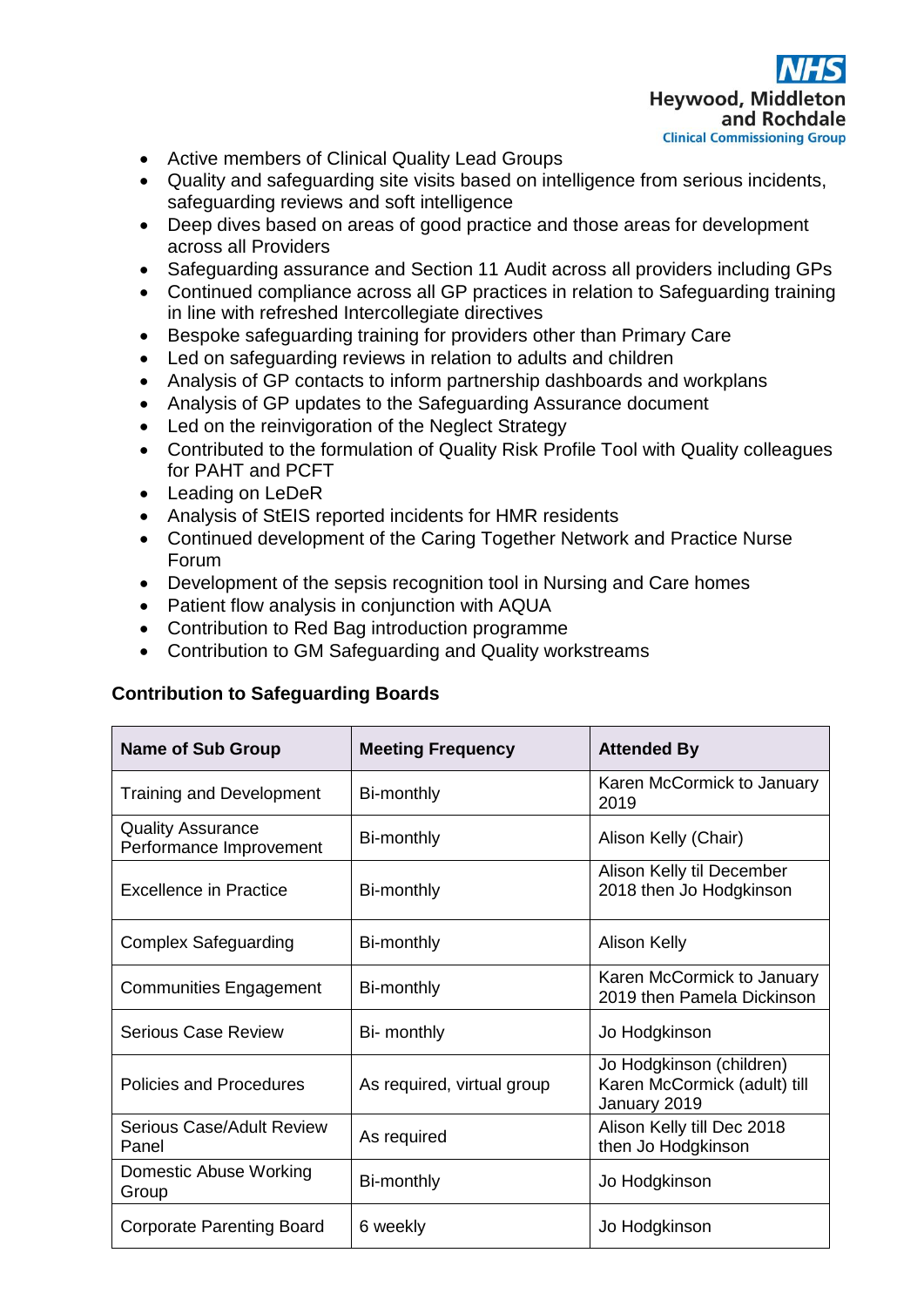- Active members of Clinical Quality Lead Groups
- Quality and safeguarding site visits based on intelligence from serious incidents, safeguarding reviews and soft intelligence
- Deep dives based on areas of good practice and those areas for development across all Providers
- Safeguarding assurance and Section 11 Audit across all providers including GPs
- Continued compliance across all GP practices in relation to Safeguarding training in line with refreshed Intercollegiate directives
- Bespoke safeguarding training for providers other than Primary Care
- Led on safeguarding reviews in relation to adults and children
- Analysis of GP contacts to inform partnership dashboards and workplans
- Analysis of GP updates to the Safeguarding Assurance document
- Led on the reinvigoration of the Neglect Strategy
- Contributed to the formulation of Quality Risk Profile Tool with Quality colleagues for PAHT and PCFT
- Leading on LeDeR
- Analysis of StEIS reported incidents for HMR residents
- Continued development of the Caring Together Network and Practice Nurse Forum
- Development of the sepsis recognition tool in Nursing and Care homes
- Patient flow analysis in conjunction with AQUA
- Contribution to Red Bag introduction programme
- Contribution to GM Safeguarding and Quality workstreams

**Contribution to Safeguarding Boards**

| Name of Sub Group | Meeting Frequency | Attended By |
|---|---|---|
| Training and Development | Bi-monthly | Karen McCormick to January 2019 |
| Quality Assurance Performance Improvement | Bi-monthly | Alison Kelly (Chair) |
| Excellence in Practice | Bi-monthly | Alison Kelly til December 2018 then Jo Hodgkinson |
| Complex Safeguarding | Bi-monthly | Alison Kelly |
| Communities Engagement | Bi-monthly | Karen McCormick to January 2019 then Pamela Dickinson |
| Serious Case Review | Bi- monthly | Jo Hodgkinson |
| Policies and Procedures | As required, virtual group | Jo Hodgkinson (children) Karen McCormick (adult) till January 2019 |
| Serious Case/Adult Review Panel | As required | Alison Kelly till Dec 2018 then Jo Hodgkinson |
| Domestic Abuse Working Group | Bi-monthly | Jo Hodgkinson |
| Corporate Parenting Board | 6 weekly | Jo Hodgkinson |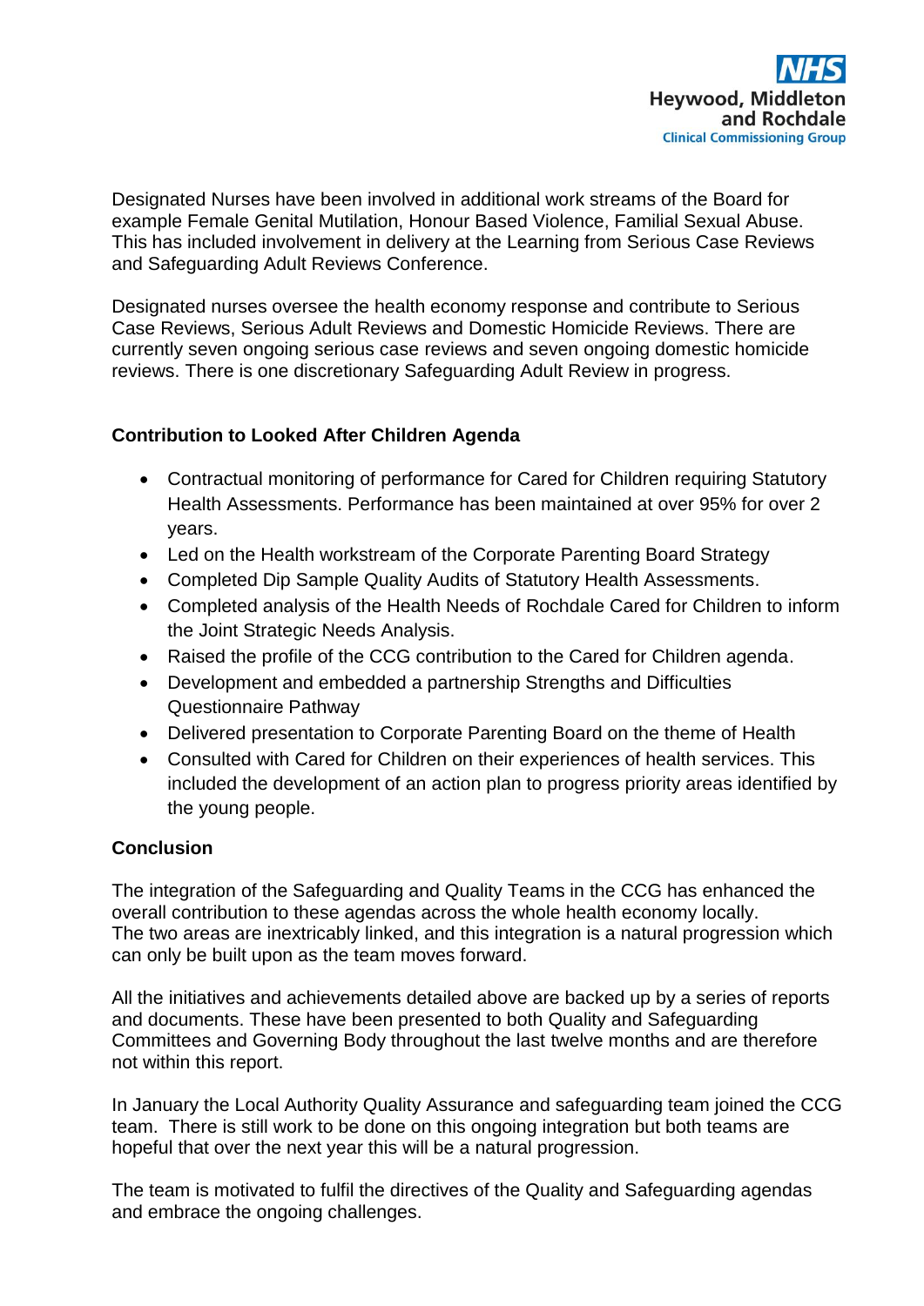Designated Nurses have been involved in additional work streams of the Board for example Female Genital Mutilation, Honour Based Violence, Familial Sexual Abuse. This has included involvement in delivery at the Learning from Serious Case Reviews and Safeguarding Adult Reviews Conference.

Designated nurses oversee the health economy response and contribute to Serious Case Reviews, Serious Adult Reviews and Domestic Homicide Reviews. There are currently seven ongoing serious case reviews and seven ongoing domestic homicide reviews. There is one discretionary Safeguarding Adult Review in progress.

**Contribution to Looked After Children Agenda**

- Contractual monitoring of performance for Cared for Children requiring Statutory Health Assessments. Performance has been maintained at over 95% for over 2 years.
- Led on the Health workstream of the Corporate Parenting Board Strategy
- Completed Dip Sample Quality Audits of Statutory Health Assessments.
- Completed analysis of the Health Needs of Rochdale Cared for Children to inform the Joint Strategic Needs Analysis.
- Raised the profile of the CCG contribution to the Cared for Children agenda.
- Development and embedded a partnership Strengths and Difficulties Questionnaire Pathway
- Delivered presentation to Corporate Parenting Board on the theme of Health
- Consulted with Cared for Children on their experiences of health services. This included the development of an action plan to progress priority areas identified by the young people.

**Conclusion**

The integration of the Safeguarding and Quality Teams in the CCG has enhanced the overall contribution to these agendas across the whole health economy locally. The two areas are inextricably linked, and this integration is a natural progression which can only be built upon as the team moves forward.

All the initiatives and achievements detailed above are backed up by a series of reports and documents. These have been presented to both Quality and Safeguarding Committees and Governing Body throughout the last twelve months and are therefore not within this report.

In January the Local Authority Quality Assurance and safeguarding team joined the CCG team. There is still work to be done on this ongoing integration but both teams are hopeful that over the next year this will be a natural progression.

The team is motivated to fulfil the directives of the Quality and Safeguarding agendas and embrace the ongoing challenges.